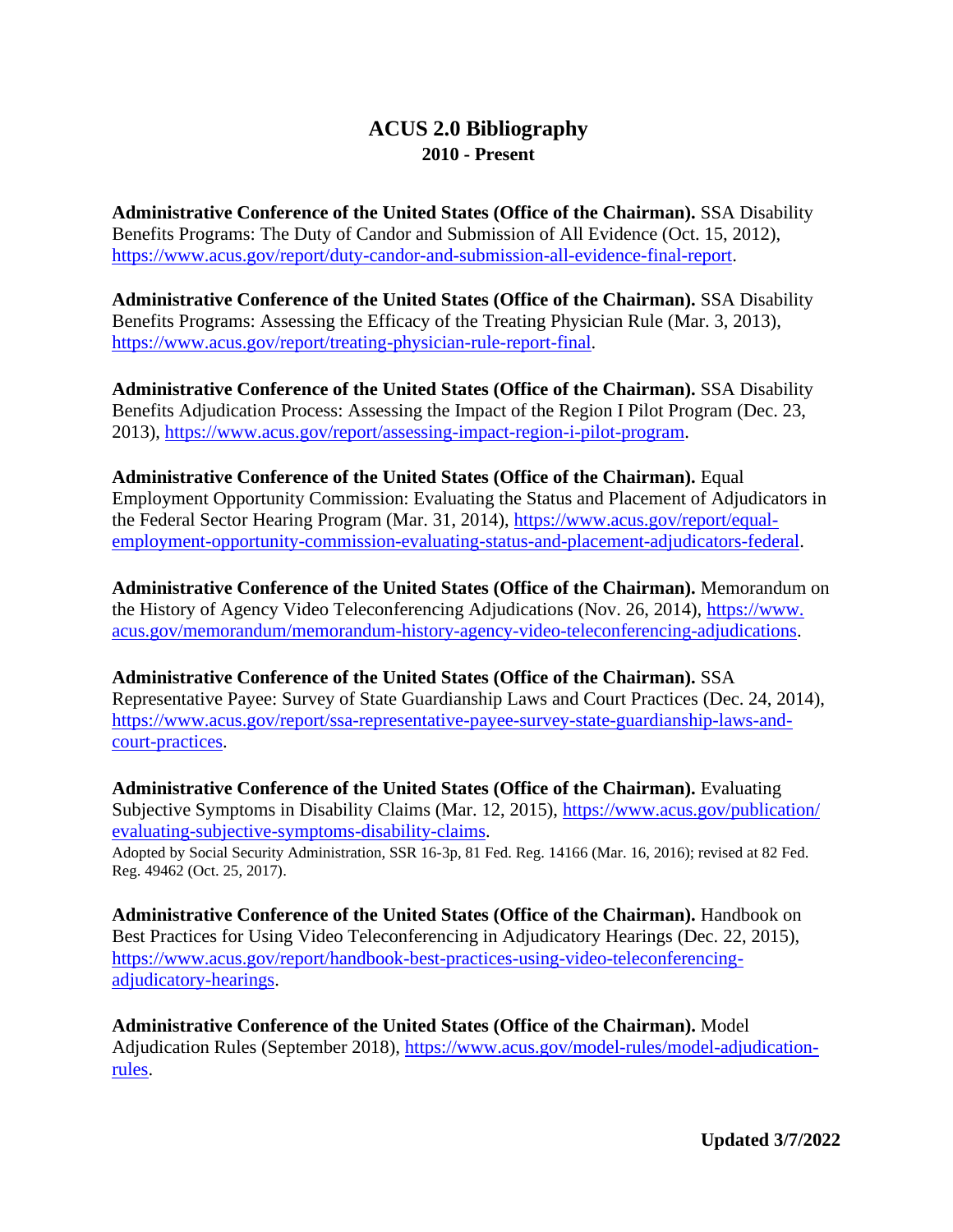# ACUS 2.0 Bibliography

## 2010 - Present

**Administrative Conference of the United States (Office of the Chairman).** SSA Disability Benefits Programs: The Duty of Candor and Submission of All Evidence (Oct. 15, 2012), https://www.acus.gov/report/duty-candor-and-submission-all-evidence-final-report.

**Administrative Conference of the United States (Office of the Chairman).** SSA Disability Benefits Programs: Assessing the Efficacy of the Treating Physician Rule (Mar. 3, 2013), https://www.acus.gov/report/treating-physician-rule-report-final.

**Administrative Conference of the United States (Office of the Chairman).** SSA Disability Benefits Adjudication Process: Assessing the Impact of the Region I Pilot Program (Dec. 23, 2013), https://www.acus.gov/report/assessing-impact-region-i-pilot-program.

**Administrative Conference of the United States (Office of the Chairman).** Equal Employment Opportunity Commission: Evaluating the Status and Placement of Adjudicators in the Federal Sector Hearing Program (Mar. 31, 2014), https://www.acus.gov/report/equal-employment-opportunity-commission-evaluating-status-and-placement-adjudicators-federal.

**Administrative Conference of the United States (Office of the Chairman).** Memorandum on the History of Agency Video Teleconferencing Adjudications (Nov. 26, 2014), https://www.acus.gov/memorandum/memorandum-history-agency-video-teleconferencing-adjudications.

**Administrative Conference of the United States (Office of the Chairman).** SSA Representative Payee: Survey of State Guardianship Laws and Court Practices (Dec. 24, 2014), https://www.acus.gov/report/ssa-representative-payee-survey-state-guardianship-laws-and-court-practices.

**Administrative Conference of the United States (Office of the Chairman).** Evaluating Subjective Symptoms in Disability Claims (Mar. 12, 2015), https://www.acus.gov/publication/evaluating-subjective-symptoms-disability-claims.
Adopted by Social Security Administration, SSR 16-3p, 81 Fed. Reg. 14166 (Mar. 16, 2016); revised at 82 Fed. Reg. 49462 (Oct. 25, 2017).

**Administrative Conference of the United States (Office of the Chairman).** Handbook on Best Practices for Using Video Teleconferencing in Adjudicatory Hearings (Dec. 22, 2015), https://www.acus.gov/report/handbook-best-practices-using-video-teleconferencing-adjudicatory-hearings.

**Administrative Conference of the United States (Office of the Chairman).** Model Adjudication Rules (September 2018), https://www.acus.gov/model-rules/model-adjudication-rules.

**Updated 3/7/2022**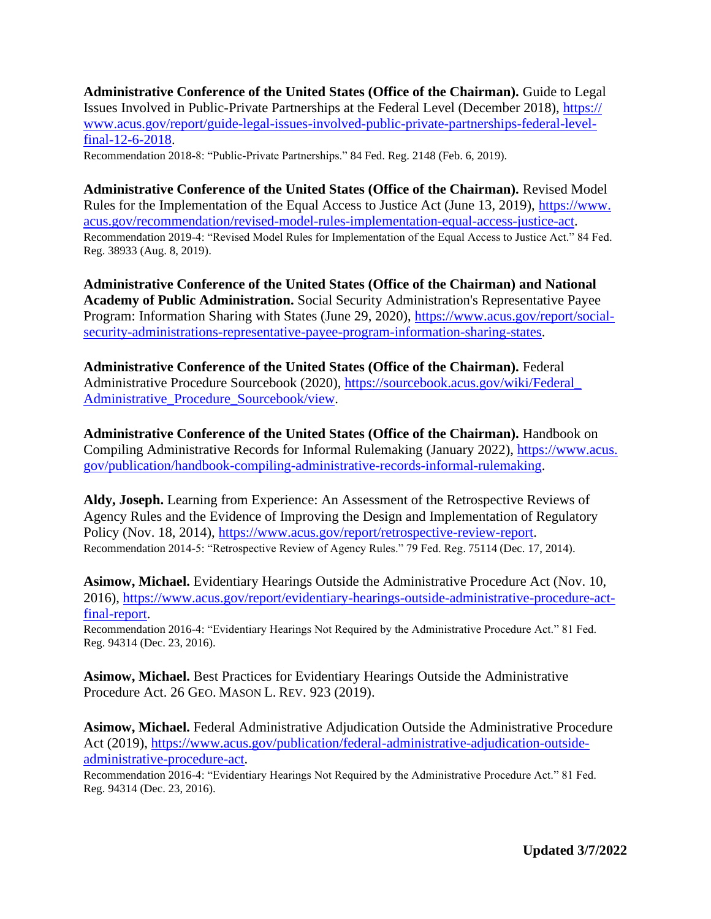**Administrative Conference of the United States (Office of the Chairman).** Guide to Legal Issues Involved in Public-Private Partnerships at the Federal Level (December 2018), https://www.acus.gov/report/guide-legal-issues-involved-public-private-partnerships-federal-level-final-12-6-2018.
Recommendation 2018-8: "Public-Private Partnerships." 84 Fed. Reg. 2148 (Feb. 6, 2019).

**Administrative Conference of the United States (Office of the Chairman).** Revised Model Rules for the Implementation of the Equal Access to Justice Act (June 13, 2019), https://www.acus.gov/recommendation/revised-model-rules-implementation-equal-access-justice-act.
Recommendation 2019-4: "Revised Model Rules for Implementation of the Equal Access to Justice Act." 84 Fed. Reg. 38933 (Aug. 8, 2019).

**Administrative Conference of the United States (Office of the Chairman) and National Academy of Public Administration.** Social Security Administration's Representative Payee Program: Information Sharing with States (June 29, 2020), https://www.acus.gov/report/social-security-administrations-representative-payee-program-information-sharing-states.

**Administrative Conference of the United States (Office of the Chairman).** Federal Administrative Procedure Sourcebook (2020), https://sourcebook.acus.gov/wiki/Federal_Administrative_Procedure_Sourcebook/view.

**Administrative Conference of the United States (Office of the Chairman).** Handbook on Compiling Administrative Records for Informal Rulemaking (January 2022), https://www.acus.gov/publication/handbook-compiling-administrative-records-informal-rulemaking.

**Aldy, Joseph.** Learning from Experience: An Assessment of the Retrospective Reviews of Agency Rules and the Evidence of Improving the Design and Implementation of Regulatory Policy (Nov. 18, 2014), https://www.acus.gov/report/retrospective-review-report.
Recommendation 2014-5: "Retrospective Review of Agency Rules." 79 Fed. Reg. 75114 (Dec. 17, 2014).

**Asimow, Michael.** Evidentiary Hearings Outside the Administrative Procedure Act (Nov. 10, 2016), https://www.acus.gov/report/evidentiary-hearings-outside-administrative-procedure-act-final-report.
Recommendation 2016-4: "Evidentiary Hearings Not Required by the Administrative Procedure Act." 81 Fed. Reg. 94314 (Dec. 23, 2016).

**Asimow, Michael.** Best Practices for Evidentiary Hearings Outside the Administrative Procedure Act. 26 GEO. MASON L. REV. 923 (2019).

**Asimow, Michael.** Federal Administrative Adjudication Outside the Administrative Procedure Act (2019), https://www.acus.gov/publication/federal-administrative-adjudication-outside-administrative-procedure-act.
Recommendation 2016-4: "Evidentiary Hearings Not Required by the Administrative Procedure Act." 81 Fed. Reg. 94314 (Dec. 23, 2016).

**Updated 3/7/2022**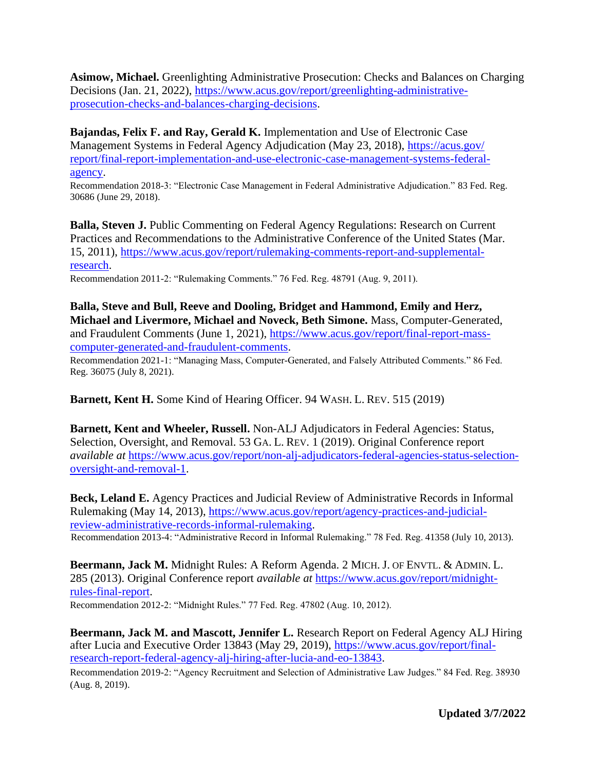**Asimow, Michael.** Greenlighting Administrative Prosecution: Checks and Balances on Charging Decisions (Jan. 21, 2022), https://www.acus.gov/report/greenlighting-administrative-prosecution-checks-and-balances-charging-decisions.

**Bajandas, Felix F. and Ray, Gerald K.** Implementation and Use of Electronic Case Management Systems in Federal Agency Adjudication (May 23, 2018), https://acus.gov/report/final-report-implementation-and-use-electronic-case-management-systems-federal-agency.

Recommendation 2018-3: "Electronic Case Management in Federal Administrative Adjudication." 83 Fed. Reg. 30686 (June 29, 2018).

**Balla, Steven J.** Public Commenting on Federal Agency Regulations: Research on Current Practices and Recommendations to the Administrative Conference of the United States (Mar. 15, 2011), https://www.acus.gov/report/rulemaking-comments-report-and-supplemental-research.

Recommendation 2011-2: "Rulemaking Comments." 76 Fed. Reg. 48791 (Aug. 9, 2011).

**Balla, Steve and Bull, Reeve and Dooling, Bridget and Hammond, Emily and Herz, Michael and Livermore, Michael and Noveck, Beth Simone.** Mass, Computer-Generated, and Fraudulent Comments (June 1, 2021), https://www.acus.gov/report/final-report-mass-computer-generated-and-fraudulent-comments.

Recommendation 2021-1: "Managing Mass, Computer-Generated, and Falsely Attributed Comments." 86 Fed. Reg. 36075 (July 8, 2021).

**Barnett, Kent H.** Some Kind of Hearing Officer. 94 WASH. L. REV. 515 (2019)

**Barnett, Kent and Wheeler, Russell.** Non-ALJ Adjudicators in Federal Agencies: Status, Selection, Oversight, and Removal. 53 GA. L. REV. 1 (2019). Original Conference report *available at* https://www.acus.gov/report/non-alj-adjudicators-federal-agencies-status-selection-oversight-and-removal-1.

**Beck, Leland E.** Agency Practices and Judicial Review of Administrative Records in Informal Rulemaking (May 14, 2013), https://www.acus.gov/report/agency-practices-and-judicial-review-administrative-records-informal-rulemaking.

Recommendation 2013-4: "Administrative Record in Informal Rulemaking." 78 Fed. Reg. 41358 (July 10, 2013).

**Beermann, Jack M.** Midnight Rules: A Reform Agenda. 2 MICH. J. OF ENVTL. & ADMIN. L. 285 (2013). Original Conference report *available at* https://www.acus.gov/report/midnight-rules-final-report.

Recommendation 2012-2: "Midnight Rules." 77 Fed. Reg. 47802 (Aug. 10, 2012).

**Beermann, Jack M. and Mascott, Jennifer L.** Research Report on Federal Agency ALJ Hiring after Lucia and Executive Order 13843 (May 29, 2019), https://www.acus.gov/report/final-research-report-federal-agency-alj-hiring-after-lucia-and-eo-13843.

Recommendation 2019-2: "Agency Recruitment and Selection of Administrative Law Judges." 84 Fed. Reg. 38930 (Aug. 8, 2019).

**Updated 3/7/2022**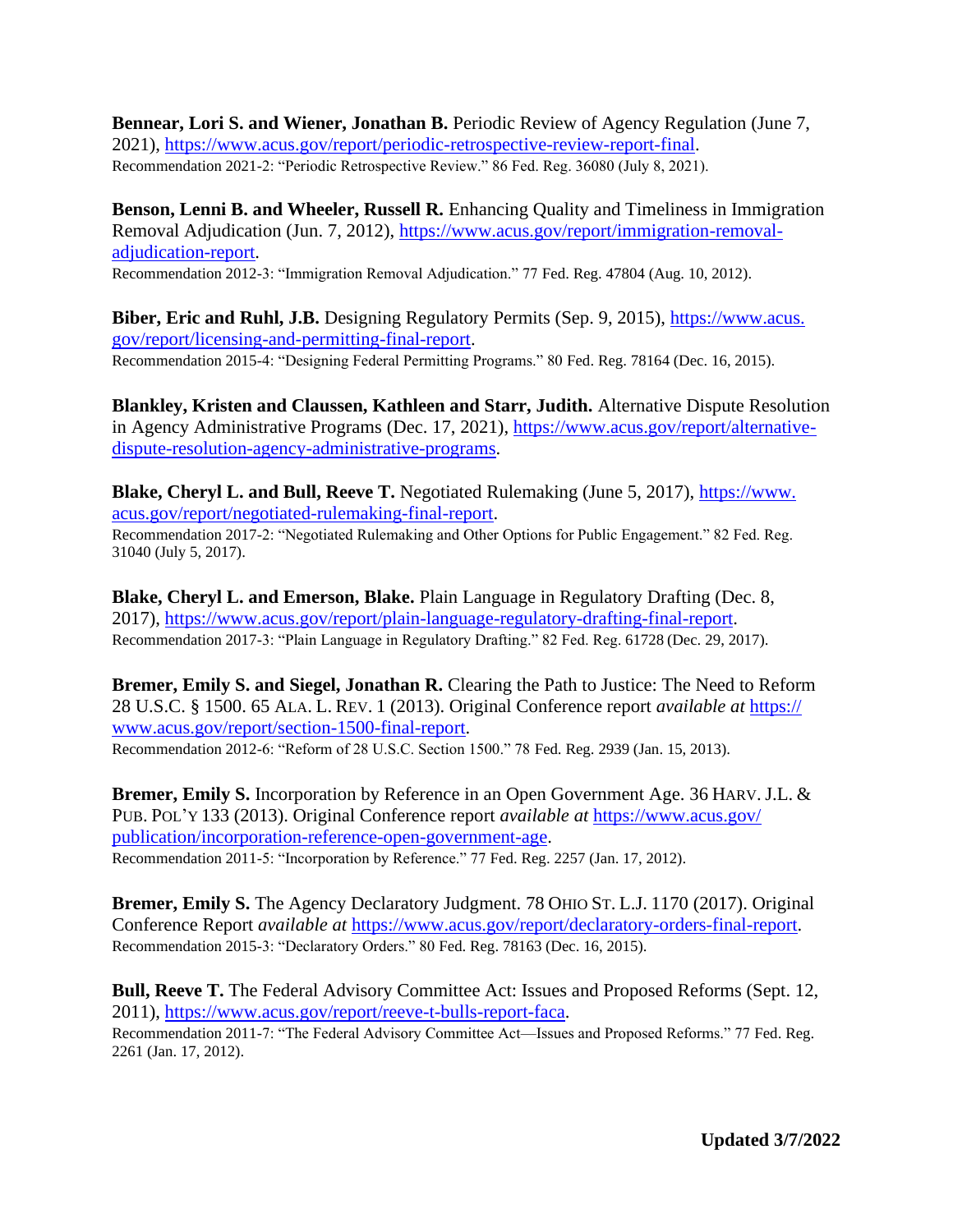**Bennear, Lori S. and Wiener, Jonathan B.** Periodic Review of Agency Regulation (June 7, 2021), https://www.acus.gov/report/periodic-retrospective-review-report-final.
Recommendation 2021-2: "Periodic Retrospective Review." 86 Fed. Reg. 36080 (July 8, 2021).

**Benson, Lenni B. and Wheeler, Russell R.** Enhancing Quality and Timeliness in Immigration Removal Adjudication (Jun. 7, 2012), https://www.acus.gov/report/immigration-removal-adjudication-report.
Recommendation 2012-3: "Immigration Removal Adjudication." 77 Fed. Reg. 47804 (Aug. 10, 2012).

**Biber, Eric and Ruhl, J.B.** Designing Regulatory Permits (Sep. 9, 2015), https://www.acus.gov/report/licensing-and-permitting-final-report.
Recommendation 2015-4: "Designing Federal Permitting Programs." 80 Fed. Reg. 78164 (Dec. 16, 2015).

**Blankley, Kristen and Claussen, Kathleen and Starr, Judith.** Alternative Dispute Resolution in Agency Administrative Programs (Dec. 17, 2021), https://www.acus.gov/report/alternative-dispute-resolution-agency-administrative-programs.

**Blake, Cheryl L. and Bull, Reeve T.** Negotiated Rulemaking (June 5, 2017), https://www.acus.gov/report/negotiated-rulemaking-final-report.
Recommendation 2017-2: "Negotiated Rulemaking and Other Options for Public Engagement." 82 Fed. Reg. 31040 (July 5, 2017).

**Blake, Cheryl L. and Emerson, Blake.** Plain Language in Regulatory Drafting (Dec. 8, 2017), https://www.acus.gov/report/plain-language-regulatory-drafting-final-report.
Recommendation 2017-3: "Plain Language in Regulatory Drafting." 82 Fed. Reg. 61728 (Dec. 29, 2017).

**Bremer, Emily S. and Siegel, Jonathan R.** Clearing the Path to Justice: The Need to Reform 28 U.S.C. § 1500. 65 ALA. L. REV. 1 (2013). Original Conference report *available at* https://www.acus.gov/report/section-1500-final-report.
Recommendation 2012-6: "Reform of 28 U.S.C. Section 1500." 78 Fed. Reg. 2939 (Jan. 15, 2013).

**Bremer, Emily S.** Incorporation by Reference in an Open Government Age. 36 HARV. J.L. & PUB. POL'Y 133 (2013). Original Conference report *available at* https://www.acus.gov/publication/incorporation-reference-open-government-age.
Recommendation 2011-5: "Incorporation by Reference." 77 Fed. Reg. 2257 (Jan. 17, 2012).

**Bremer, Emily S.** The Agency Declaratory Judgment. 78 OHIO ST. L.J. 1170 (2017). Original Conference Report *available at* https://www.acus.gov/report/declaratory-orders-final-report.
Recommendation 2015-3: "Declaratory Orders." 80 Fed. Reg. 78163 (Dec. 16, 2015).

**Bull, Reeve T.** The Federal Advisory Committee Act: Issues and Proposed Reforms (Sept. 12, 2011), https://www.acus.gov/report/reeve-t-bulls-report-faca.
Recommendation 2011-7: "The Federal Advisory Committee Act—Issues and Proposed Reforms." 77 Fed. Reg. 2261 (Jan. 17, 2012).

**Updated 3/7/2022**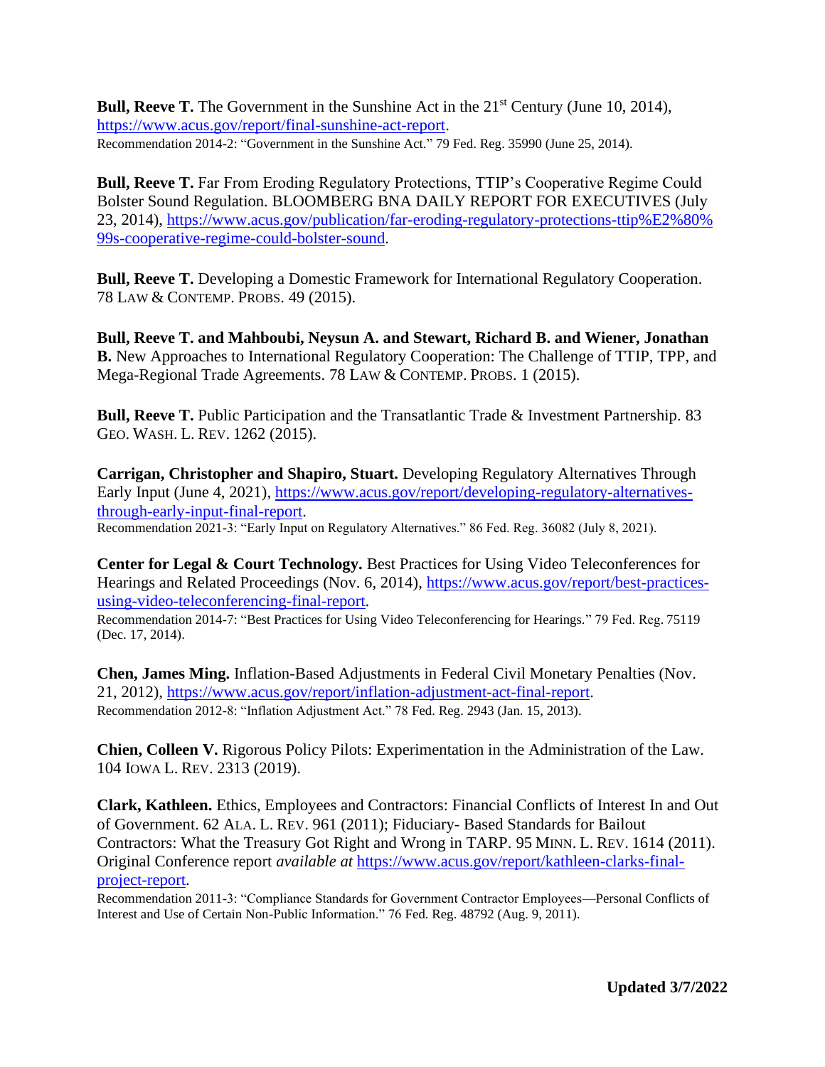**Bull, Reeve T.** The Government in the Sunshine Act in the 21st Century (June 10, 2014), https://www.acus.gov/report/final-sunshine-act-report.
Recommendation 2014-2: "Government in the Sunshine Act." 79 Fed. Reg. 35990 (June 25, 2014).

**Bull, Reeve T.** Far From Eroding Regulatory Protections, TTIP's Cooperative Regime Could Bolster Sound Regulation. BLOOMBERG BNA DAILY REPORT FOR EXECUTIVES (July 23, 2014), https://www.acus.gov/publication/far-eroding-regulatory-protections-ttip%E2%80%99s-cooperative-regime-could-bolster-sound.

**Bull, Reeve T.** Developing a Domestic Framework for International Regulatory Cooperation. 78 LAW & CONTEMP. PROBS. 49 (2015).

**Bull, Reeve T. and Mahboubi, Neysun A. and Stewart, Richard B. and Wiener, Jonathan B.** New Approaches to International Regulatory Cooperation: The Challenge of TTIP, TPP, and Mega-Regional Trade Agreements. 78 LAW & CONTEMP. PROBS. 1 (2015).

**Bull, Reeve T.** Public Participation and the Transatlantic Trade & Investment Partnership. 83 GEO. WASH. L. REV. 1262 (2015).

**Carrigan, Christopher and Shapiro, Stuart.** Developing Regulatory Alternatives Through Early Input (June 4, 2021), https://www.acus.gov/report/developing-regulatory-alternatives-through-early-input-final-report.
Recommendation 2021-3: "Early Input on Regulatory Alternatives." 86 Fed. Reg. 36082 (July 8, 2021).

**Center for Legal & Court Technology.** Best Practices for Using Video Teleconferences for Hearings and Related Proceedings (Nov. 6, 2014), https://www.acus.gov/report/best-practices-using-video-teleconferencing-final-report.
Recommendation 2014-7: "Best Practices for Using Video Teleconferencing for Hearings." 79 Fed. Reg. 75119 (Dec. 17, 2014).

**Chen, James Ming.** Inflation-Based Adjustments in Federal Civil Monetary Penalties (Nov. 21, 2012), https://www.acus.gov/report/inflation-adjustment-act-final-report.
Recommendation 2012-8: "Inflation Adjustment Act." 78 Fed. Reg. 2943 (Jan. 15, 2013).

**Chien, Colleen V.** Rigorous Policy Pilots: Experimentation in the Administration of the Law. 104 IOWA L. REV. 2313 (2019).

**Clark, Kathleen.** Ethics, Employees and Contractors: Financial Conflicts of Interest In and Out of Government. 62 ALA. L. REV. 961 (2011); Fiduciary- Based Standards for Bailout Contractors: What the Treasury Got Right and Wrong in TARP. 95 MINN. L. REV. 1614 (2011). Original Conference report *available at* https://www.acus.gov/report/kathleen-clarks-final-project-report.
Recommendation 2011-3: "Compliance Standards for Government Contractor Employees—Personal Conflicts of Interest and Use of Certain Non-Public Information." 76 Fed. Reg. 48792 (Aug. 9, 2011).

**Updated 3/7/2022**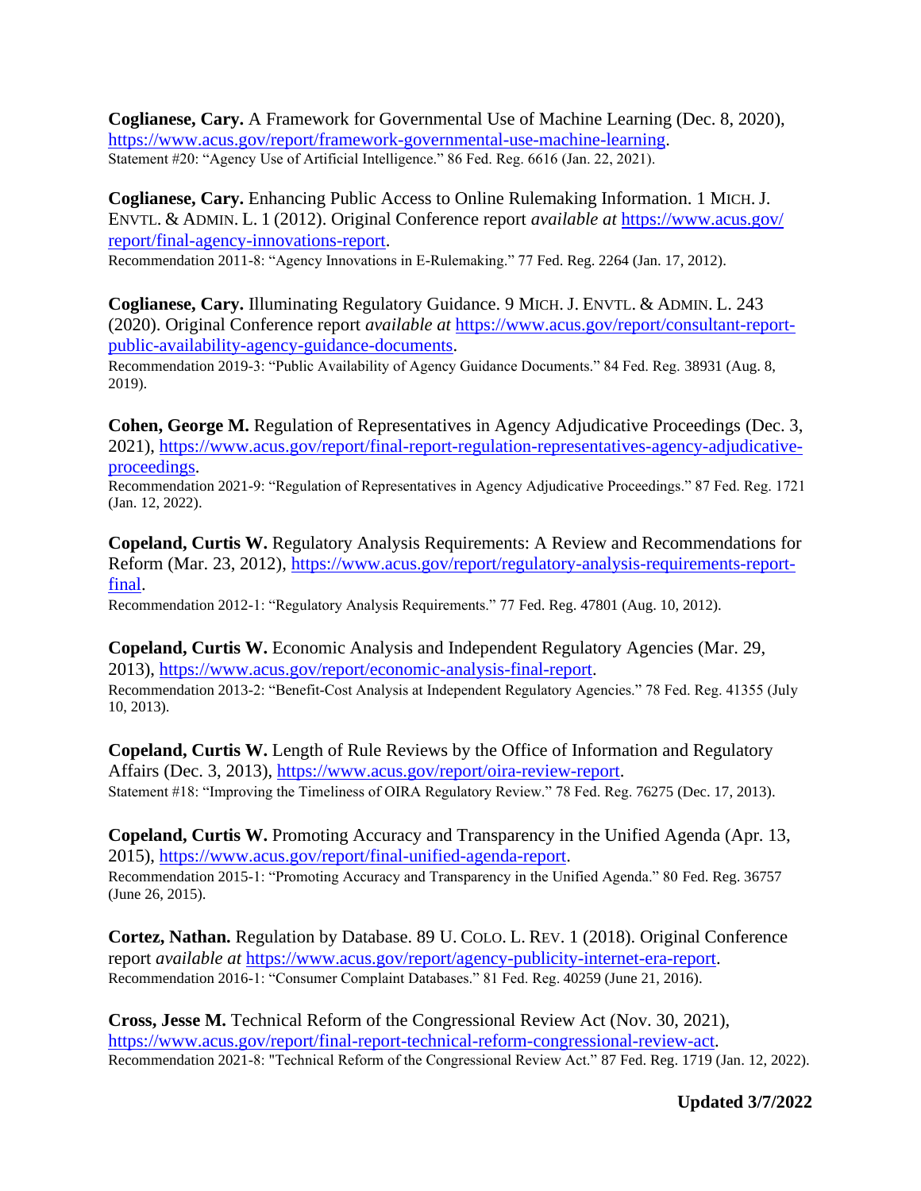**Coglianese, Cary.** A Framework for Governmental Use of Machine Learning (Dec. 8, 2020), https://www.acus.gov/report/framework-governmental-use-machine-learning.
Statement #20: "Agency Use of Artificial Intelligence." 86 Fed. Reg. 6616 (Jan. 22, 2021).

**Coglianese, Cary.** Enhancing Public Access to Online Rulemaking Information. 1 MICH. J. ENVTL. & ADMIN. L. 1 (2012). Original Conference report *available at* https://www.acus.gov/report/final-agency-innovations-report.
Recommendation 2011-8: "Agency Innovations in E-Rulemaking." 77 Fed. Reg. 2264 (Jan. 17, 2012).

**Coglianese, Cary.** Illuminating Regulatory Guidance. 9 MICH. J. ENVTL. & ADMIN. L. 243 (2020). Original Conference report *available at* https://www.acus.gov/report/consultant-report-public-availability-agency-guidance-documents.
Recommendation 2019-3: "Public Availability of Agency Guidance Documents." 84 Fed. Reg. 38931 (Aug. 8, 2019).

**Cohen, George M.** Regulation of Representatives in Agency Adjudicative Proceedings (Dec. 3, 2021), https://www.acus.gov/report/final-report-regulation-representatives-agency-adjudicative-proceedings.
Recommendation 2021-9: "Regulation of Representatives in Agency Adjudicative Proceedings." 87 Fed. Reg. 1721 (Jan. 12, 2022).

**Copeland, Curtis W.** Regulatory Analysis Requirements: A Review and Recommendations for Reform (Mar. 23, 2012), https://www.acus.gov/report/regulatory-analysis-requirements-report-final.
Recommendation 2012-1: "Regulatory Analysis Requirements." 77 Fed. Reg. 47801 (Aug. 10, 2012).

**Copeland, Curtis W.** Economic Analysis and Independent Regulatory Agencies (Mar. 29, 2013), https://www.acus.gov/report/economic-analysis-final-report.
Recommendation 2013-2: "Benefit-Cost Analysis at Independent Regulatory Agencies." 78 Fed. Reg. 41355 (July 10, 2013).

**Copeland, Curtis W.** Length of Rule Reviews by the Office of Information and Regulatory Affairs (Dec. 3, 2013), https://www.acus.gov/report/oira-review-report.
Statement #18: "Improving the Timeliness of OIRA Regulatory Review." 78 Fed. Reg. 76275 (Dec. 17, 2013).

**Copeland, Curtis W.** Promoting Accuracy and Transparency in the Unified Agenda (Apr. 13, 2015), https://www.acus.gov/report/final-unified-agenda-report.
Recommendation 2015-1: "Promoting Accuracy and Transparency in the Unified Agenda." 80 Fed. Reg. 36757 (June 26, 2015).

**Cortez, Nathan.** Regulation by Database. 89 U. COLO. L. REV. 1 (2018). Original Conference report *available at* https://www.acus.gov/report/agency-publicity-internet-era-report.
Recommendation 2016-1: "Consumer Complaint Databases." 81 Fed. Reg. 40259 (June 21, 2016).

**Cross, Jesse M.** Technical Reform of the Congressional Review Act (Nov. 30, 2021), https://www.acus.gov/report/final-report-technical-reform-congressional-review-act.
Recommendation 2021-8: "Technical Reform of the Congressional Review Act." 87 Fed. Reg. 1719 (Jan. 12, 2022).

**Updated 3/7/2022**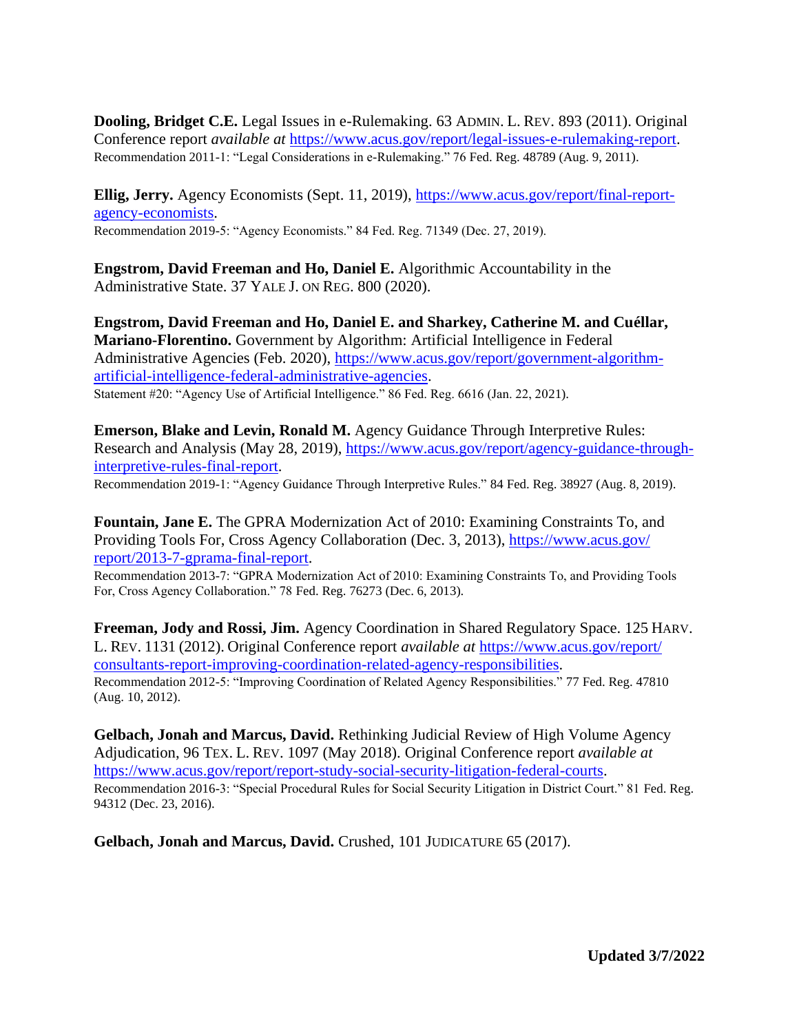**Dooling, Bridget C.E.** Legal Issues in e-Rulemaking. 63 ADMIN. L. REV. 893 (2011). Original Conference report *available at* https://www.acus.gov/report/legal-issues-e-rulemaking-report.
Recommendation 2011-1: "Legal Considerations in e-Rulemaking." 76 Fed. Reg. 48789 (Aug. 9, 2011).

**Ellig, Jerry.** Agency Economists (Sept. 11, 2019), https://www.acus.gov/report/final-report-agency-economists.
Recommendation 2019-5: "Agency Economists." 84 Fed. Reg. 71349 (Dec. 27, 2019).

**Engstrom, David Freeman and Ho, Daniel E.** Algorithmic Accountability in the Administrative State. 37 YALE J. ON REG. 800 (2020).

**Engstrom, David Freeman and Ho, Daniel E. and Sharkey, Catherine M. and Cuéllar, Mariano-Florentino.** Government by Algorithm: Artificial Intelligence in Federal Administrative Agencies (Feb. 2020), https://www.acus.gov/report/government-algorithm-artificial-intelligence-federal-administrative-agencies.
Statement #20: "Agency Use of Artificial Intelligence." 86 Fed. Reg. 6616 (Jan. 22, 2021).

**Emerson, Blake and Levin, Ronald M.** Agency Guidance Through Interpretive Rules: Research and Analysis (May 28, 2019), https://www.acus.gov/report/agency-guidance-through-interpretive-rules-final-report.
Recommendation 2019-1: "Agency Guidance Through Interpretive Rules." 84 Fed. Reg. 38927 (Aug. 8, 2019).

**Fountain, Jane E.** The GPRA Modernization Act of 2010: Examining Constraints To, and Providing Tools For, Cross Agency Collaboration (Dec. 3, 2013), https://www.acus.gov/report/2013-7-gprama-final-report.
Recommendation 2013-7: "GPRA Modernization Act of 2010: Examining Constraints To, and Providing Tools For, Cross Agency Collaboration." 78 Fed. Reg. 76273 (Dec. 6, 2013).

**Freeman, Jody and Rossi, Jim.** Agency Coordination in Shared Regulatory Space. 125 HARV. L. REV. 1131 (2012). Original Conference report *available at* https://www.acus.gov/report/consultants-report-improving-coordination-related-agency-responsibilities.
Recommendation 2012-5: "Improving Coordination of Related Agency Responsibilities." 77 Fed. Reg. 47810 (Aug. 10, 2012).

**Gelbach, Jonah and Marcus, David.** Rethinking Judicial Review of High Volume Agency Adjudication, 96 TEX. L. REV. 1097 (May 2018). Original Conference report *available at* https://www.acus.gov/report/report-study-social-security-litigation-federal-courts.
Recommendation 2016-3: "Special Procedural Rules for Social Security Litigation in District Court." 81 Fed. Reg. 94312 (Dec. 23, 2016).

**Gelbach, Jonah and Marcus, David.** Crushed, 101 JUDICATURE 65 (2017).

**Updated 3/7/2022**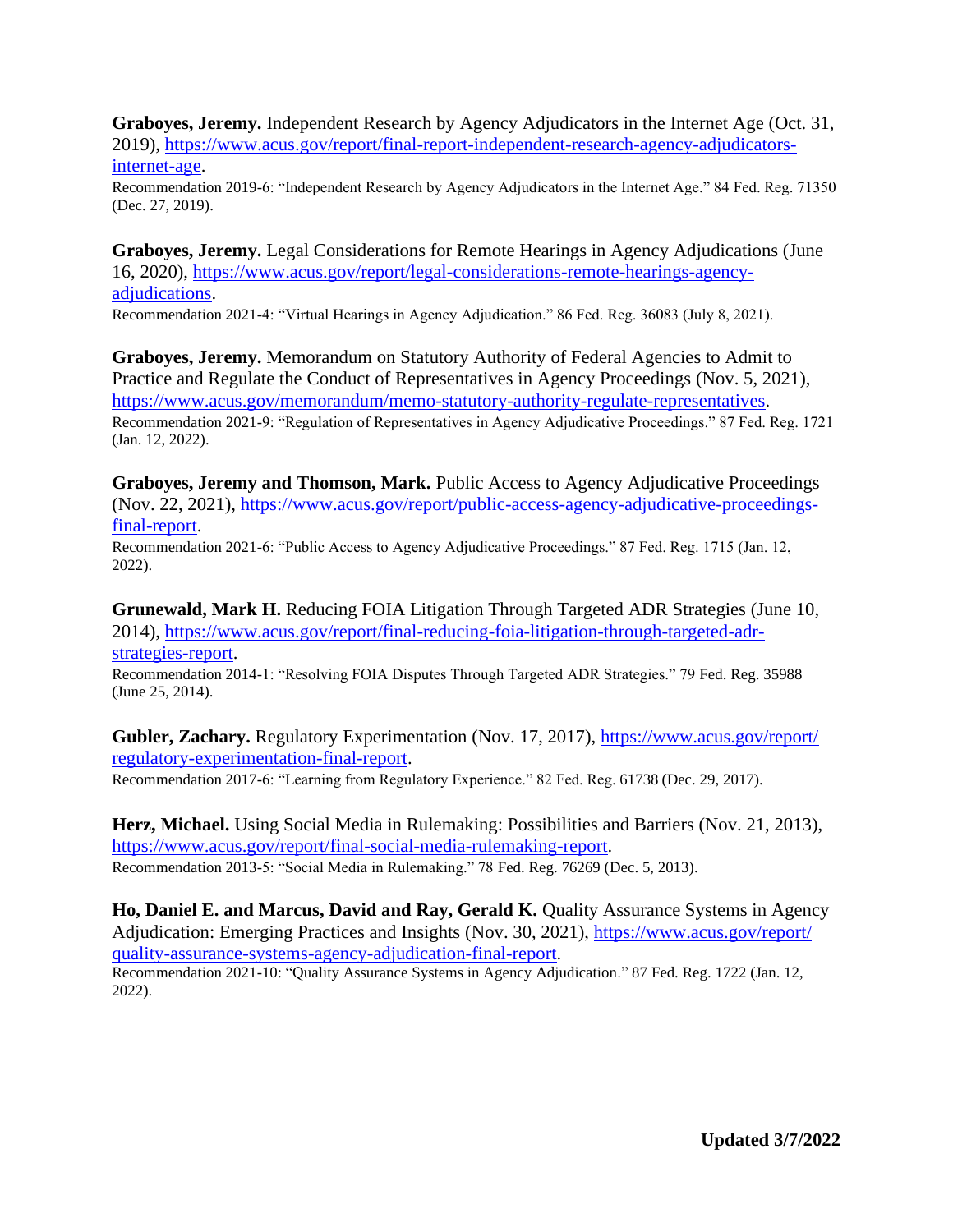**Graboyes, Jeremy.** Independent Research by Agency Adjudicators in the Internet Age (Oct. 31, 2019), https://www.acus.gov/report/final-report-independent-research-agency-adjudicators-internet-age.

Recommendation 2019-6: "Independent Research by Agency Adjudicators in the Internet Age." 84 Fed. Reg. 71350 (Dec. 27, 2019).

**Graboyes, Jeremy.** Legal Considerations for Remote Hearings in Agency Adjudications (June 16, 2020), https://www.acus.gov/report/legal-considerations-remote-hearings-agency-adjudications.

Recommendation 2021-4: "Virtual Hearings in Agency Adjudication." 86 Fed. Reg. 36083 (July 8, 2021).

**Graboyes, Jeremy.** Memorandum on Statutory Authority of Federal Agencies to Admit to Practice and Regulate the Conduct of Representatives in Agency Proceedings (Nov. 5, 2021), https://www.acus.gov/memorandum/memo-statutory-authority-regulate-representatives.

Recommendation 2021-9: "Regulation of Representatives in Agency Adjudicative Proceedings." 87 Fed. Reg. 1721 (Jan. 12, 2022).

**Graboyes, Jeremy and Thomson, Mark.** Public Access to Agency Adjudicative Proceedings (Nov. 22, 2021), https://www.acus.gov/report/public-access-agency-adjudicative-proceedings-final-report.

Recommendation 2021-6: "Public Access to Agency Adjudicative Proceedings." 87 Fed. Reg. 1715 (Jan. 12, 2022).

**Grunewald, Mark H.** Reducing FOIA Litigation Through Targeted ADR Strategies (June 10, 2014), https://www.acus.gov/report/final-reducing-foia-litigation-through-targeted-adr-strategies-report.

Recommendation 2014-1: "Resolving FOIA Disputes Through Targeted ADR Strategies." 79 Fed. Reg. 35988 (June 25, 2014).

**Gubler, Zachary.** Regulatory Experimentation (Nov. 17, 2017), https://www.acus.gov/report/regulatory-experimentation-final-report.

Recommendation 2017-6: "Learning from Regulatory Experience." 82 Fed. Reg. 61738 (Dec. 29, 2017).

**Herz, Michael.** Using Social Media in Rulemaking: Possibilities and Barriers (Nov. 21, 2013), https://www.acus.gov/report/final-social-media-rulemaking-report.

Recommendation 2013-5: "Social Media in Rulemaking." 78 Fed. Reg. 76269 (Dec. 5, 2013).

**Ho, Daniel E. and Marcus, David and Ray, Gerald K.** Quality Assurance Systems in Agency Adjudication: Emerging Practices and Insights (Nov. 30, 2021), https://www.acus.gov/report/quality-assurance-systems-agency-adjudication-final-report.

Recommendation 2021-10: "Quality Assurance Systems in Agency Adjudication." 87 Fed. Reg. 1722 (Jan. 12, 2022).

**Updated 3/7/2022**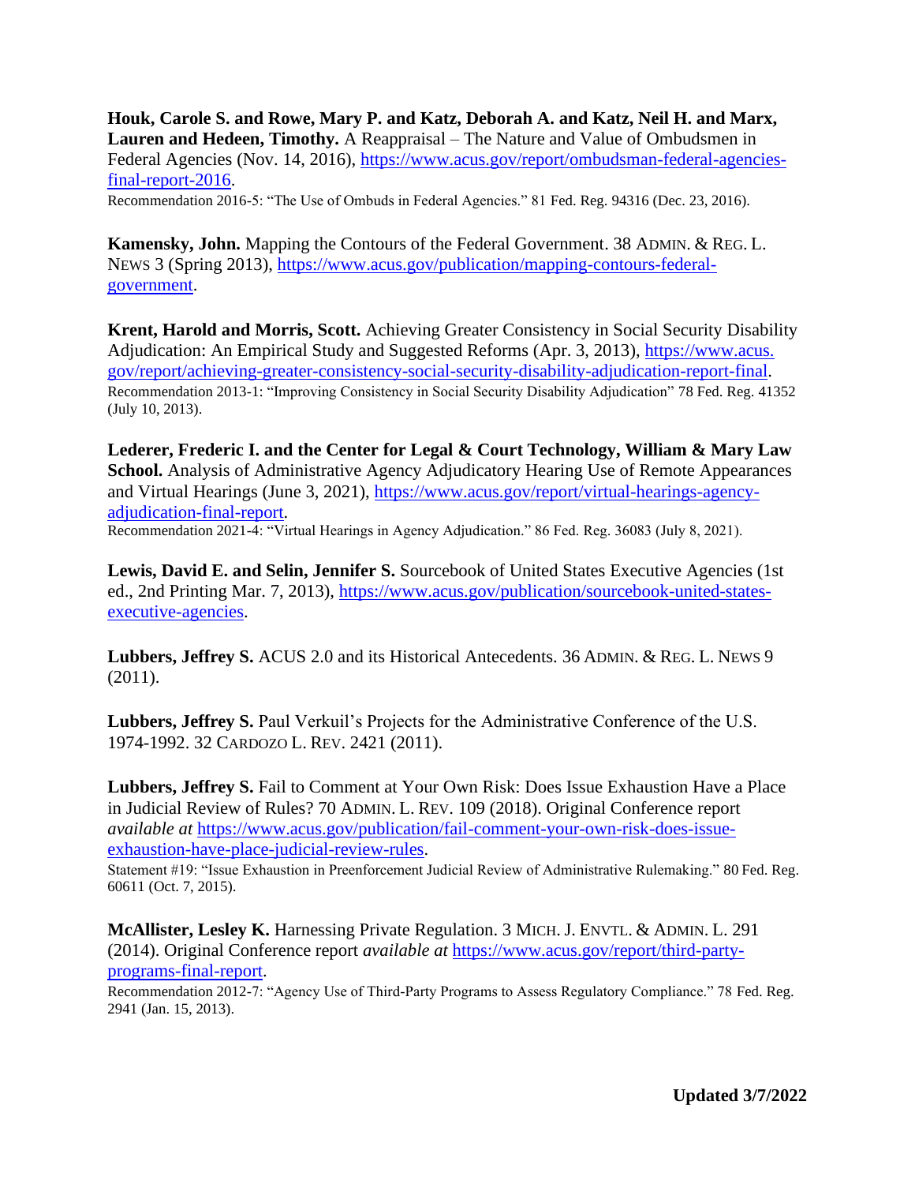**Houk, Carole S. and Rowe, Mary P. and Katz, Deborah A. and Katz, Neil H. and Marx, Lauren and Hedeen, Timothy.** A Reappraisal – The Nature and Value of Ombudsmen in Federal Agencies (Nov. 14, 2016), https://www.acus.gov/report/ombudsman-federal-agencies-final-report-2016.
Recommendation 2016-5: "The Use of Ombuds in Federal Agencies." 81 Fed. Reg. 94316 (Dec. 23, 2016).

**Kamensky, John.** Mapping the Contours of the Federal Government. 38 ADMIN. & REG. L. NEWS 3 (Spring 2013), https://www.acus.gov/publication/mapping-contours-federal-government.

**Krent, Harold and Morris, Scott.** Achieving Greater Consistency in Social Security Disability Adjudication: An Empirical Study and Suggested Reforms (Apr. 3, 2013), https://www.acus.gov/report/achieving-greater-consistency-social-security-disability-adjudication-report-final.
Recommendation 2013-1: "Improving Consistency in Social Security Disability Adjudication" 78 Fed. Reg. 41352 (July 10, 2013).

**Lederer, Frederic I. and the Center for Legal & Court Technology, William & Mary Law School.** Analysis of Administrative Agency Adjudicatory Hearing Use of Remote Appearances and Virtual Hearings (June 3, 2021), https://www.acus.gov/report/virtual-hearings-agency-adjudication-final-report.
Recommendation 2021-4: "Virtual Hearings in Agency Adjudication." 86 Fed. Reg. 36083 (July 8, 2021).

**Lewis, David E. and Selin, Jennifer S.** Sourcebook of United States Executive Agencies (1st ed., 2nd Printing Mar. 7, 2013), https://www.acus.gov/publication/sourcebook-united-states-executive-agencies.

**Lubbers, Jeffrey S.** ACUS 2.0 and its Historical Antecedents. 36 ADMIN. & REG. L. NEWS 9 (2011).

**Lubbers, Jeffrey S.** Paul Verkuil's Projects for the Administrative Conference of the U.S. 1974-1992. 32 CARDOZO L. REV. 2421 (2011).

**Lubbers, Jeffrey S.** Fail to Comment at Your Own Risk: Does Issue Exhaustion Have a Place in Judicial Review of Rules? 70 ADMIN. L. REV. 109 (2018). Original Conference report *available at* https://www.acus.gov/publication/fail-comment-your-own-risk-does-issue-exhaustion-have-place-judicial-review-rules.
Statement #19: "Issue Exhaustion in Preenforcement Judicial Review of Administrative Rulemaking." 80 Fed. Reg. 60611 (Oct. 7, 2015).

**McAllister, Lesley K.** Harnessing Private Regulation. 3 MICH. J. ENVTL. & ADMIN. L. 291 (2014). Original Conference report *available at* https://www.acus.gov/report/third-party-programs-final-report.
Recommendation 2012-7: "Agency Use of Third-Party Programs to Assess Regulatory Compliance." 78 Fed. Reg. 2941 (Jan. 15, 2013).

**Updated 3/7/2022**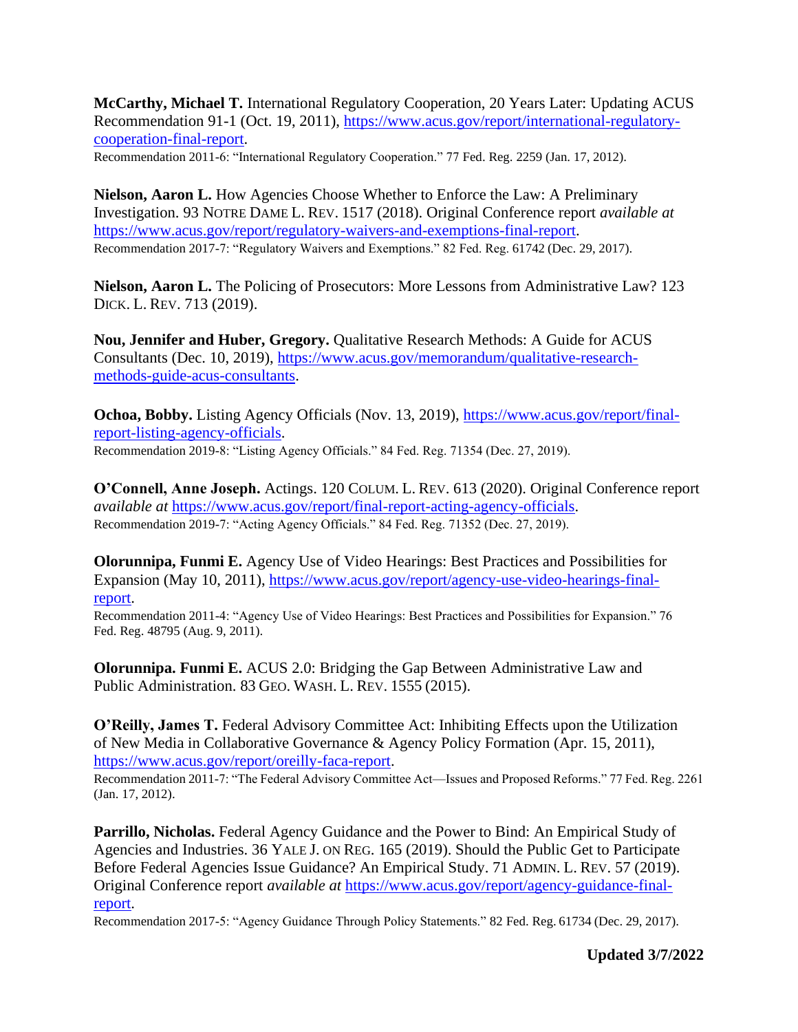**McCarthy, Michael T.** International Regulatory Cooperation, 20 Years Later: Updating ACUS Recommendation 91-1 (Oct. 19, 2011), https://www.acus.gov/report/international-regulatory-cooperation-final-report.
Recommendation 2011-6: "International Regulatory Cooperation." 77 Fed. Reg. 2259 (Jan. 17, 2012).

**Nielson, Aaron L.** How Agencies Choose Whether to Enforce the Law: A Preliminary Investigation. 93 NOTRE DAME L. REV. 1517 (2018). Original Conference report *available at* https://www.acus.gov/report/regulatory-waivers-and-exemptions-final-report.
Recommendation 2017-7: "Regulatory Waivers and Exemptions." 82 Fed. Reg. 61742 (Dec. 29, 2017).

**Nielson, Aaron L.** The Policing of Prosecutors: More Lessons from Administrative Law? 123 DICK. L. REV. 713 (2019).

**Nou, Jennifer and Huber, Gregory.** Qualitative Research Methods: A Guide for ACUS Consultants (Dec. 10, 2019), https://www.acus.gov/memorandum/qualitative-research-methods-guide-acus-consultants.

**Ochoa, Bobby.** Listing Agency Officials (Nov. 13, 2019), https://www.acus.gov/report/final-report-listing-agency-officials.
Recommendation 2019-8: "Listing Agency Officials." 84 Fed. Reg. 71354 (Dec. 27, 2019).

**O'Connell, Anne Joseph.** Actings. 120 COLUM. L. REV. 613 (2020). Original Conference report *available at* https://www.acus.gov/report/final-report-acting-agency-officials.
Recommendation 2019-7: "Acting Agency Officials." 84 Fed. Reg. 71352 (Dec. 27, 2019).

**Olorunnipa, Funmi E.** Agency Use of Video Hearings: Best Practices and Possibilities for Expansion (May 10, 2011), https://www.acus.gov/report/agency-use-video-hearings-final-report.
Recommendation 2011-4: "Agency Use of Video Hearings: Best Practices and Possibilities for Expansion." 76 Fed. Reg. 48795 (Aug. 9, 2011).

**Olorunnipa. Funmi E.** ACUS 2.0: Bridging the Gap Between Administrative Law and Public Administration. 83 GEO. WASH. L. REV. 1555 (2015).

**O'Reilly, James T.** Federal Advisory Committee Act: Inhibiting Effects upon the Utilization of New Media in Collaborative Governance & Agency Policy Formation (Apr. 15, 2011), https://www.acus.gov/report/oreilly-faca-report.
Recommendation 2011-7: "The Federal Advisory Committee Act—Issues and Proposed Reforms." 77 Fed. Reg. 2261 (Jan. 17, 2012).

**Parrillo, Nicholas.** Federal Agency Guidance and the Power to Bind: An Empirical Study of Agencies and Industries. 36 YALE J. ON REG. 165 (2019). Should the Public Get to Participate Before Federal Agencies Issue Guidance? An Empirical Study. 71 ADMIN. L. REV. 57 (2019). Original Conference report *available at* https://www.acus.gov/report/agency-guidance-final-report.
Recommendation 2017-5: "Agency Guidance Through Policy Statements." 82 Fed. Reg. 61734 (Dec. 29, 2017).

**Updated 3/7/2022**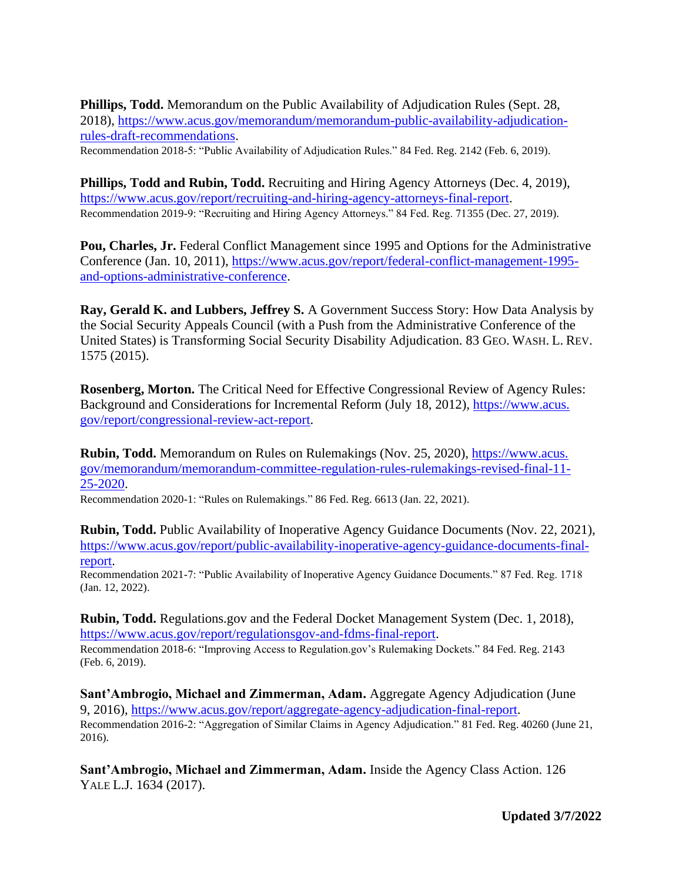**Phillips, Todd.** Memorandum on the Public Availability of Adjudication Rules (Sept. 28, 2018), [https://www.acus.gov/memorandum/memorandum-public-availability-adjudication-rules-draft-recommendations](https://www.acus.gov/memorandum/memorandum-public-availability-adjudication-rules-draft-recommendations).
Recommendation 2018-5: "Public Availability of Adjudication Rules." 84 Fed. Reg. 2142 (Feb. 6, 2019).

**Phillips, Todd and Rubin, Todd.** Recruiting and Hiring Agency Attorneys (Dec. 4, 2019), [https://www.acus.gov/report/recruiting-and-hiring-agency-attorneys-final-report](https://www.acus.gov/report/recruiting-and-hiring-agency-attorneys-final-report).
Recommendation 2019-9: "Recruiting and Hiring Agency Attorneys." 84 Fed. Reg. 71355 (Dec. 27, 2019).

**Pou, Charles, Jr.** Federal Conflict Management since 1995 and Options for the Administrative Conference (Jan. 10, 2011), [https://www.acus.gov/report/federal-conflict-management-1995-and-options-administrative-conference](https://www.acus.gov/report/federal-conflict-management-1995-and-options-administrative-conference).

**Ray, Gerald K. and Lubbers, Jeffrey S.** A Government Success Story: How Data Analysis by the Social Security Appeals Council (with a Push from the Administrative Conference of the United States) is Transforming Social Security Disability Adjudication. 83 GEO. WASH. L. REV. 1575 (2015).

**Rosenberg, Morton.** The Critical Need for Effective Congressional Review of Agency Rules: Background and Considerations for Incremental Reform (July 18, 2012), [https://www.acus.gov/report/congressional-review-act-report](https://www.acus.gov/report/congressional-review-act-report).

**Rubin, Todd.** Memorandum on Rules on Rulemakings (Nov. 25, 2020), [https://www.acus.gov/memorandum/memorandum-committee-regulation-rules-rulemakings-revised-final-11-25-2020](https://www.acus.gov/memorandum/memorandum-committee-regulation-rules-rulemakings-revised-final-11-25-2020).
Recommendation 2020-1: "Rules on Rulemakings." 86 Fed. Reg. 6613 (Jan. 22, 2021).

**Rubin, Todd.** Public Availability of Inoperative Agency Guidance Documents (Nov. 22, 2021), [https://www.acus.gov/report/public-availability-inoperative-agency-guidance-documents-final-report](https://www.acus.gov/report/public-availability-inoperative-agency-guidance-documents-final-report).
Recommendation 2021-7: "Public Availability of Inoperative Agency Guidance Documents." 87 Fed. Reg. 1718 (Jan. 12, 2022).

**Rubin, Todd.** Regulations.gov and the Federal Docket Management System (Dec. 1, 2018), [https://www.acus.gov/report/regulationsgov-and-fdms-final-report](https://www.acus.gov/report/regulationsgov-and-fdms-final-report).
Recommendation 2018-6: "Improving Access to Regulation.gov's Rulemaking Dockets." 84 Fed. Reg. 2143 (Feb. 6, 2019).

**Sant'Ambrogio, Michael and Zimmerman, Adam.** Aggregate Agency Adjudication (June 9, 2016), [https://www.acus.gov/report/aggregate-agency-adjudication-final-report](https://www.acus.gov/report/aggregate-agency-adjudication-final-report).
Recommendation 2016-2: "Aggregation of Similar Claims in Agency Adjudication." 81 Fed. Reg. 40260 (June 21, 2016).

**Sant'Ambrogio, Michael and Zimmerman, Adam.** Inside the Agency Class Action. 126 YALE L.J. 1634 (2017).

**Updated 3/7/2022**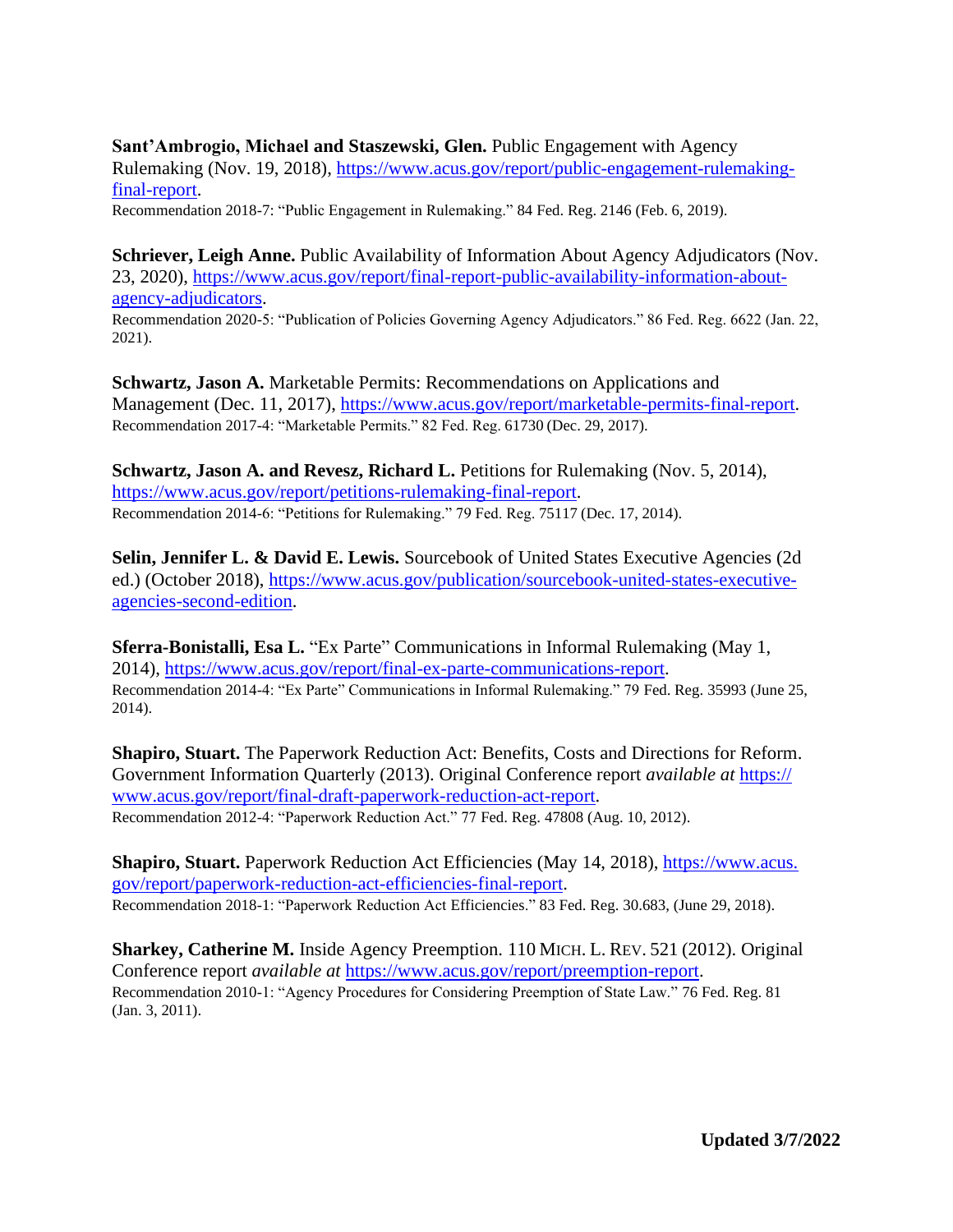**Sant'Ambrogio, Michael and Staszewski, Glen.** Public Engagement with Agency Rulemaking (Nov. 19, 2018), https://www.acus.gov/report/public-engagement-rulemaking-final-report.
Recommendation 2018-7: "Public Engagement in Rulemaking." 84 Fed. Reg. 2146 (Feb. 6, 2019).

**Schriever, Leigh Anne.** Public Availability of Information About Agency Adjudicators (Nov. 23, 2020), https://www.acus.gov/report/final-report-public-availability-information-about-agency-adjudicators.
Recommendation 2020-5: "Publication of Policies Governing Agency Adjudicators." 86 Fed. Reg. 6622 (Jan. 22, 2021).

**Schwartz, Jason A.** Marketable Permits: Recommendations on Applications and Management (Dec. 11, 2017), https://www.acus.gov/report/marketable-permits-final-report.
Recommendation 2017-4: "Marketable Permits." 82 Fed. Reg. 61730 (Dec. 29, 2017).

**Schwartz, Jason A. and Revesz, Richard L.** Petitions for Rulemaking (Nov. 5, 2014), https://www.acus.gov/report/petitions-rulemaking-final-report.
Recommendation 2014-6: "Petitions for Rulemaking." 79 Fed. Reg. 75117 (Dec. 17, 2014).

**Selin, Jennifer L. & David E. Lewis.** Sourcebook of United States Executive Agencies (2d ed.) (October 2018), https://www.acus.gov/publication/sourcebook-united-states-executive-agencies-second-edition.

**Sferra-Bonistalli, Esa L.** "Ex Parte" Communications in Informal Rulemaking (May 1, 2014), https://www.acus.gov/report/final-ex-parte-communications-report.
Recommendation 2014-4: "Ex Parte" Communications in Informal Rulemaking." 79 Fed. Reg. 35993 (June 25, 2014).

**Shapiro, Stuart.** The Paperwork Reduction Act: Benefits, Costs and Directions for Reform. Government Information Quarterly (2013). Original Conference report *available at* https://www.acus.gov/report/final-draft-paperwork-reduction-act-report.
Recommendation 2012-4: "Paperwork Reduction Act." 77 Fed. Reg. 47808 (Aug. 10, 2012).

**Shapiro, Stuart.** Paperwork Reduction Act Efficiencies (May 14, 2018), https://www.acus.gov/report/paperwork-reduction-act-efficiencies-final-report.
Recommendation 2018-1: "Paperwork Reduction Act Efficiencies." 83 Fed. Reg. 30.683, (June 29, 2018).

**Sharkey, Catherine M.** Inside Agency Preemption. 110 MICH. L. REV. 521 (2012). Original Conference report *available at* https://www.acus.gov/report/preemption-report.
Recommendation 2010-1: "Agency Procedures for Considering Preemption of State Law." 76 Fed. Reg. 81 (Jan. 3, 2011).

**Updated 3/7/2022**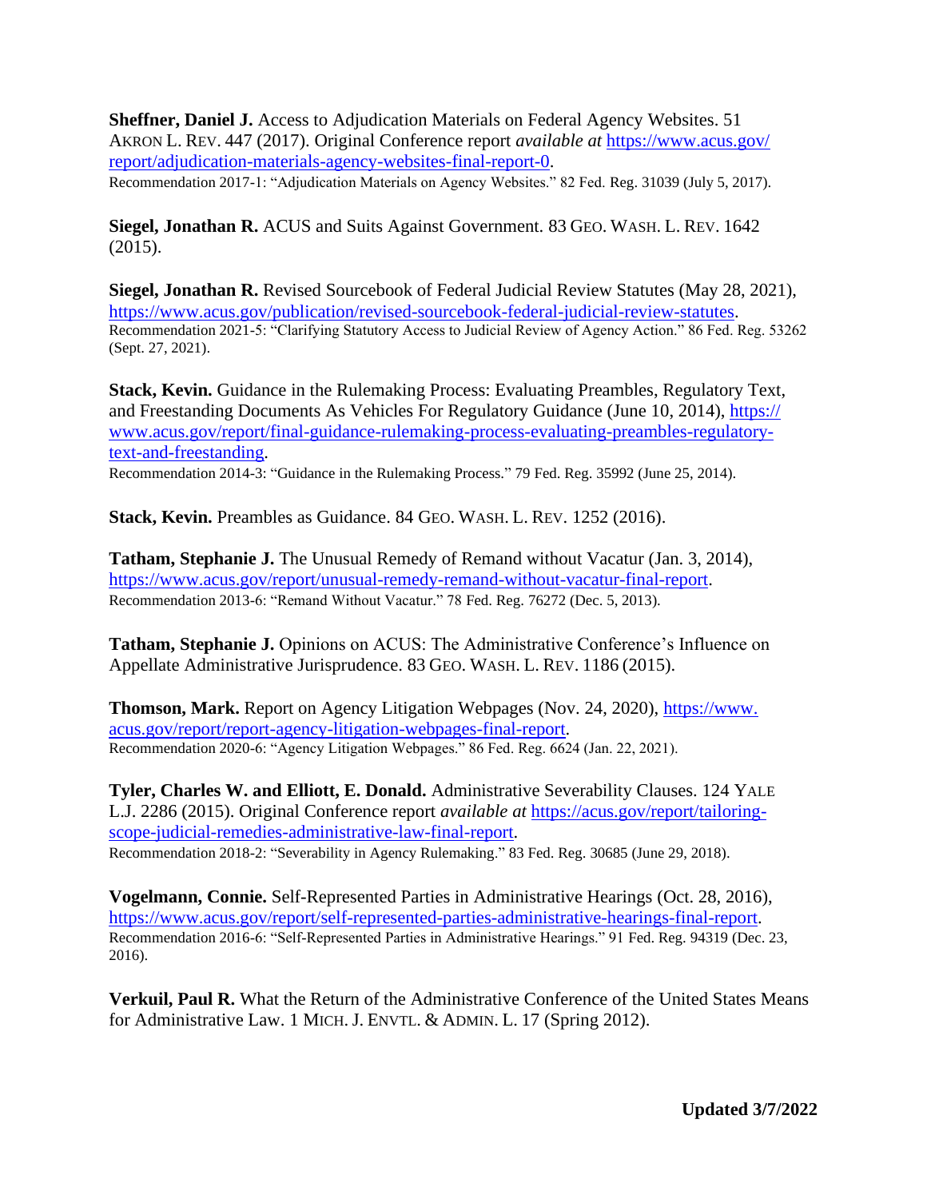**Sheffner, Daniel J.** Access to Adjudication Materials on Federal Agency Websites. 51 AKRON L. REV. 447 (2017). Original Conference report *available at* https://www.acus.gov/report/adjudication-materials-agency-websites-final-report-0.
Recommendation 2017-1: "Adjudication Materials on Agency Websites." 82 Fed. Reg. 31039 (July 5, 2017).

**Siegel, Jonathan R.** ACUS and Suits Against Government. 83 GEO. WASH. L. REV. 1642 (2015).

**Siegel, Jonathan R.** Revised Sourcebook of Federal Judicial Review Statutes (May 28, 2021), https://www.acus.gov/publication/revised-sourcebook-federal-judicial-review-statutes.
Recommendation 2021-5: "Clarifying Statutory Access to Judicial Review of Agency Action." 86 Fed. Reg. 53262 (Sept. 27, 2021).

**Stack, Kevin.** Guidance in the Rulemaking Process: Evaluating Preambles, Regulatory Text, and Freestanding Documents As Vehicles For Regulatory Guidance (June 10, 2014), https://www.acus.gov/report/final-guidance-rulemaking-process-evaluating-preambles-regulatory-text-and-freestanding.
Recommendation 2014-3: "Guidance in the Rulemaking Process." 79 Fed. Reg. 35992 (June 25, 2014).

**Stack, Kevin.** Preambles as Guidance. 84 GEO. WASH. L. REV. 1252 (2016).

**Tatham, Stephanie J.** The Unusual Remedy of Remand without Vacatur (Jan. 3, 2014), https://www.acus.gov/report/unusual-remedy-remand-without-vacatur-final-report.
Recommendation 2013-6: "Remand Without Vacatur." 78 Fed. Reg. 76272 (Dec. 5, 2013).

**Tatham, Stephanie J.** Opinions on ACUS: The Administrative Conference's Influence on Appellate Administrative Jurisprudence. 83 GEO. WASH. L. REV. 1186 (2015).

**Thomson, Mark.** Report on Agency Litigation Webpages (Nov. 24, 2020), https://www.acus.gov/report/report-agency-litigation-webpages-final-report.
Recommendation 2020-6: "Agency Litigation Webpages." 86 Fed. Reg. 6624 (Jan. 22, 2021).

**Tyler, Charles W. and Elliott, E. Donald.** Administrative Severability Clauses. 124 YALE L.J. 2286 (2015). Original Conference report *available at* https://acus.gov/report/tailoring-scope-judicial-remedies-administrative-law-final-report.
Recommendation 2018-2: "Severability in Agency Rulemaking." 83 Fed. Reg. 30685 (June 29, 2018).

**Vogelmann, Connie.** Self-Represented Parties in Administrative Hearings (Oct. 28, 2016), https://www.acus.gov/report/self-represented-parties-administrative-hearings-final-report.
Recommendation 2016-6: "Self-Represented Parties in Administrative Hearings." 91 Fed. Reg. 94319 (Dec. 23, 2016).

**Verkuil, Paul R.** What the Return of the Administrative Conference of the United States Means for Administrative Law. 1 MICH. J. ENVTL. & ADMIN. L. 17 (Spring 2012).

**Updated 3/7/2022**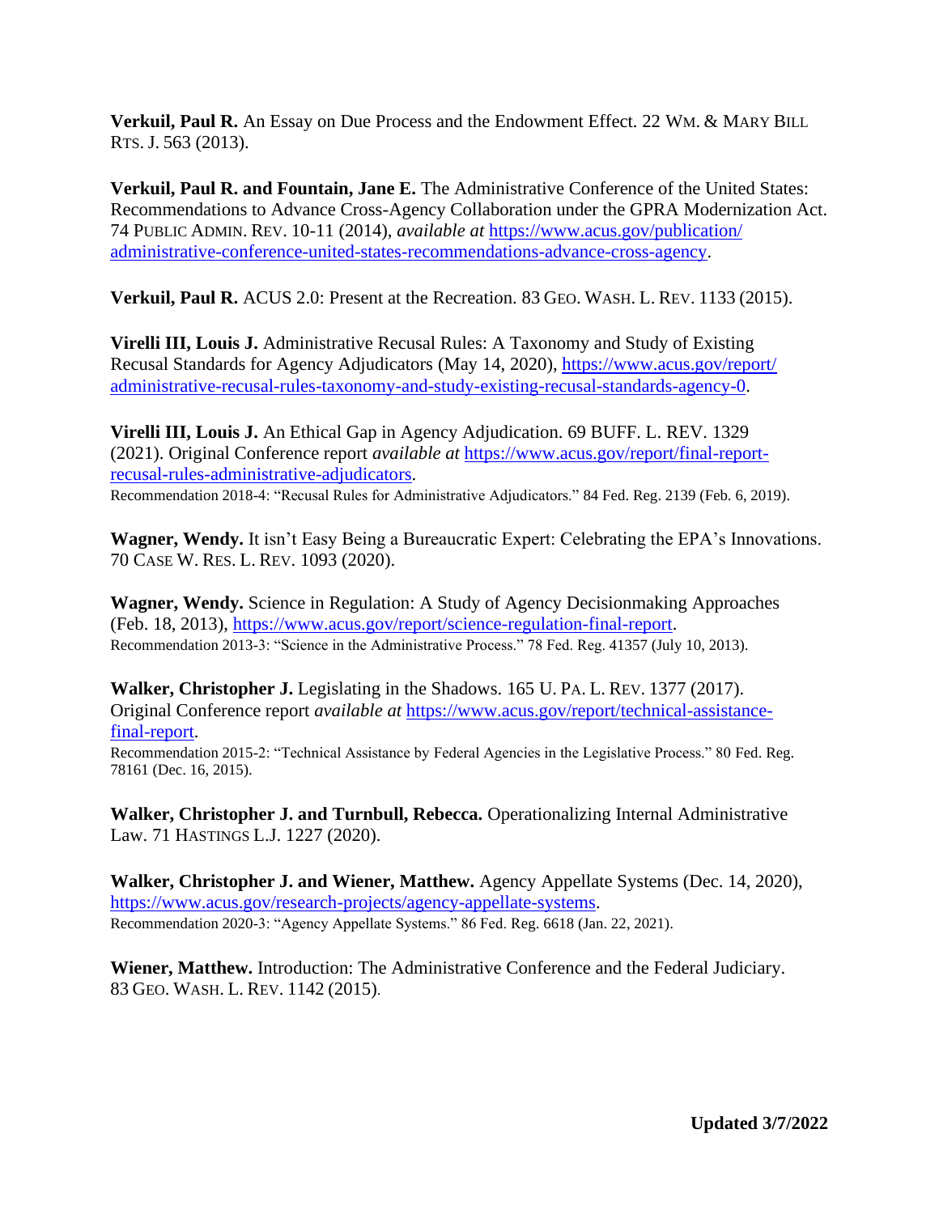**Verkuil, Paul R.** An Essay on Due Process and the Endowment Effect. 22 WM. & MARY BILL RTS. J. 563 (2013).

**Verkuil, Paul R. and Fountain, Jane E.** The Administrative Conference of the United States: Recommendations to Advance Cross-Agency Collaboration under the GPRA Modernization Act. 74 PUBLIC ADMIN. REV. 10-11 (2014), *available at* [https://www.acus.gov/publication/administrative-conference-united-states-recommendations-advance-cross-agency](https://www.acus.gov/publication/administrative-conference-united-states-recommendations-advance-cross-agency).

**Verkuil, Paul R.** ACUS 2.0: Present at the Recreation. 83 GEO. WASH. L. REV. 1133 (2015).

**Virelli III, Louis J.** Administrative Recusal Rules: A Taxonomy and Study of Existing Recusal Standards for Agency Adjudicators (May 14, 2020), [https://www.acus.gov/report/administrative-recusal-rules-taxonomy-and-study-existing-recusal-standards-agency-0](https://www.acus.gov/report/administrative-recusal-rules-taxonomy-and-study-existing-recusal-standards-agency-0).

**Virelli III, Louis J.** An Ethical Gap in Agency Adjudication. 69 BUFF. L. REV. 1329 (2021). Original Conference report *available at* [https://www.acus.gov/report/final-report-recusal-rules-administrative-adjudicators](https://www.acus.gov/report/final-report-recusal-rules-administrative-adjudicators).
Recommendation 2018-4: "Recusal Rules for Administrative Adjudicators." 84 Fed. Reg. 2139 (Feb. 6, 2019).

**Wagner, Wendy.** It isn't Easy Being a Bureaucratic Expert: Celebrating the EPA's Innovations. 70 CASE W. RES. L. REV. 1093 (2020).

**Wagner, Wendy.** Science in Regulation: A Study of Agency Decisionmaking Approaches (Feb. 18, 2013), [https://www.acus.gov/report/science-regulation-final-report](https://www.acus.gov/report/science-regulation-final-report).
Recommendation 2013-3: "Science in the Administrative Process." 78 Fed. Reg. 41357 (July 10, 2013).

**Walker, Christopher J.** Legislating in the Shadows. 165 U. PA. L. REV. 1377 (2017). Original Conference report *available at* [https://www.acus.gov/report/technical-assistance-final-report](https://www.acus.gov/report/technical-assistance-final-report).
Recommendation 2015-2: "Technical Assistance by Federal Agencies in the Legislative Process." 80 Fed. Reg. 78161 (Dec. 16, 2015).

**Walker, Christopher J. and Turnbull, Rebecca.** Operationalizing Internal Administrative Law. 71 HASTINGS L.J. 1227 (2020).

**Walker, Christopher J. and Wiener, Matthew.** Agency Appellate Systems (Dec. 14, 2020), [https://www.acus.gov/research-projects/agency-appellate-systems](https://www.acus.gov/research-projects/agency-appellate-systems).
Recommendation 2020-3: "Agency Appellate Systems." 86 Fed. Reg. 6618 (Jan. 22, 2021).

**Wiener, Matthew.** Introduction: The Administrative Conference and the Federal Judiciary. 83 GEO. WASH. L. REV. 1142 (2015).

**Updated 3/7/2022**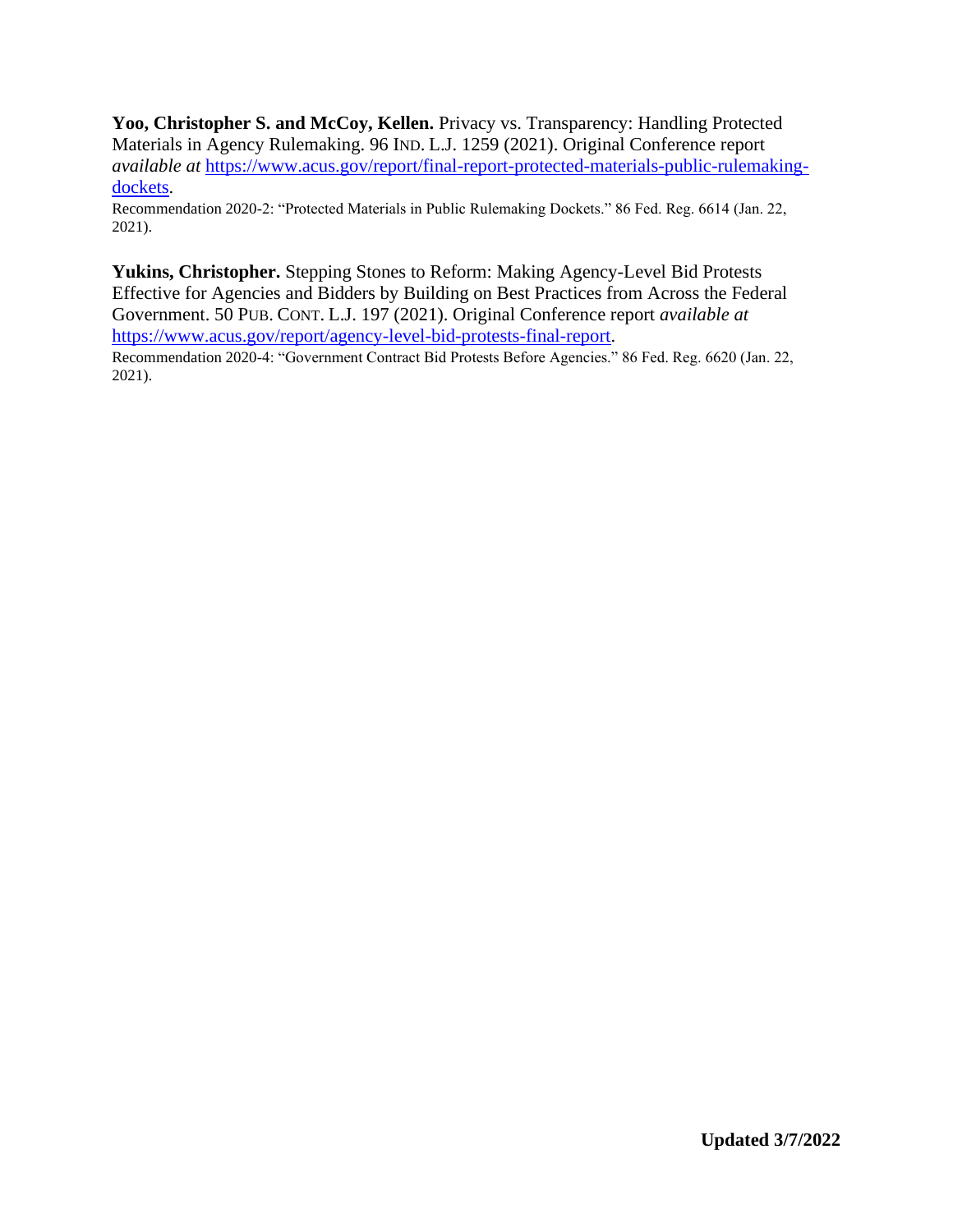**Yoo, Christopher S. and McCoy, Kellen.** Privacy vs. Transparency: Handling Protected Materials in Agency Rulemaking. 96 IND. L.J. 1259 (2021). Original Conference report *available at* https://www.acus.gov/report/final-report-protected-materials-public-rulemaking-dockets.

Recommendation 2020-2: "Protected Materials in Public Rulemaking Dockets." 86 Fed. Reg. 6614 (Jan. 22, 2021).

**Yukins, Christopher.** Stepping Stones to Reform: Making Agency-Level Bid Protests Effective for Agencies and Bidders by Building on Best Practices from Across the Federal Government. 50 PUB. CONT. L.J. 197 (2021). Original Conference report *available at* https://www.acus.gov/report/agency-level-bid-protests-final-report.

Recommendation 2020-4: "Government Contract Bid Protests Before Agencies." 86 Fed. Reg. 6620 (Jan. 22, 2021).

**Updated 3/7/2022**